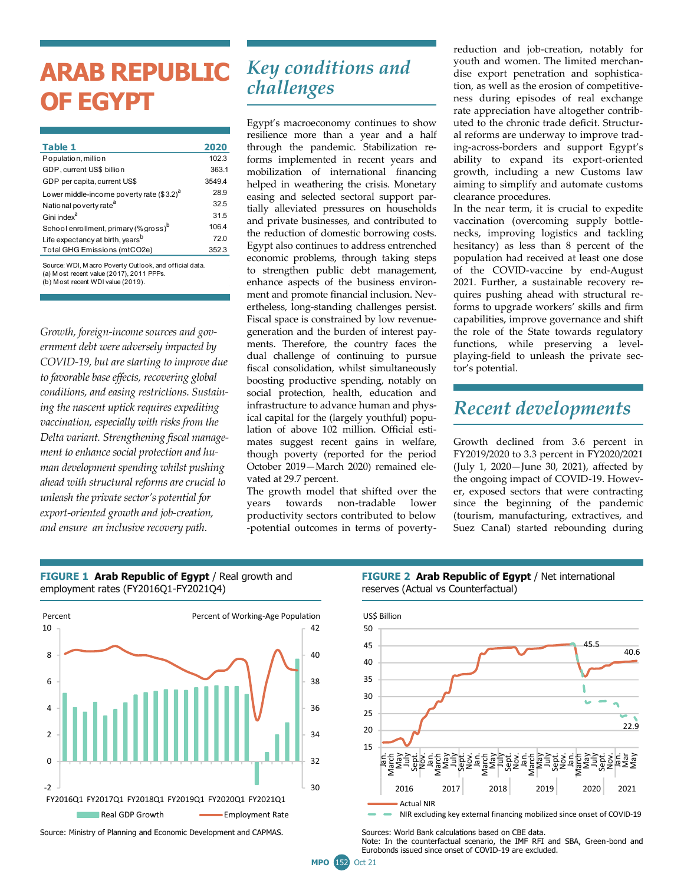# ARAB REPUBLIC OF EGYPT

| Table 1 | 2020 |
|---|---|
| Population, million | 102.3 |
| GDP, current US$ billion | 363.1 |
| GDP per capita, current US$ | 3549.4 |
| Lower middle-income poverty rate ($3.2)[a] | 28.9 |
| National poverty rate[a] | 32.5 |
| Gini index[a] | 31.5 |
| School enrollment, primary (% gross)[b] | 106.4 |
| Life expectancy at birth, years[b] | 72.0 |
| Total GHG Emissions (mtCO2e) | 352.3 |

Source: WDI, Macro Poverty Outlook, and official data.
(a) Most recent value (2017), 2011 PPPs.
(b) Most recent WDI value (2019).

*Growth, foreign-income sources and government debt were adversely impacted by COVID-19, but are starting to improve due to favorable base effects, recovering global conditions, and easing restrictions. Sustaining the nascent uptick requires expediting vaccination, especially with risks from the Delta variant. Strengthening fiscal management to enhance social protection and human development spending whilst pushing ahead with structural reforms are crucial to unleash the private sector's potential for export-oriented growth and job-creation, and ensure an inclusive recovery path.*

## Key conditions and challenges

Egypt's macroeconomy continues to show resilience more than a year and a half through the pandemic. Stabilization reforms implemented in recent years and mobilization of international financing helped in weathering the crisis. Monetary easing and selected sectoral support partially alleviated pressures on households and private businesses, and contributed to the reduction of domestic borrowing costs. Egypt also continues to address entrenched economic problems, through taking steps to strengthen public debt management, enhance aspects of the business environment and promote financial inclusion. Nevertheless, long-standing challenges persist. Fiscal space is constrained by low revenue-generation and the burden of interest payments. Therefore, the country faces the dual challenge of continuing to pursue fiscal consolidation, whilst simultaneously boosting productive spending, notably on social protection, health, education and infrastructure to advance human and physical capital for the (largely youthful) population of above 102 million. Official estimates suggest recent gains in welfare, though poverty (reported for the period October 2019—March 2020) remained elevated at 29.7 percent.

The growth model that shifted over the years towards non-tradable lower productivity sectors contributed to below-potential outcomes in terms of poverty-reduction and job-creation, notably for youth and women. The limited merchandise export penetration and sophistication, as well as the erosion of competitiveness during episodes of real exchange rate appreciation have altogether contributed to the chronic trade deficit. Structural reforms are underway to improve trading-across-borders and support Egypt's ability to expand its export-oriented growth, including a new Customs law aiming to simplify and automate customs clearance procedures.

In the near term, it is crucial to expedite vaccination (overcoming supply bottlenecks, improving logistics and tackling hesitancy) as less than 8 percent of the population had received at least one dose of the COVID-vaccine by end-August 2021. Further, a sustainable recovery requires pushing ahead with structural reforms to upgrade workers' skills and firm capabilities, improve governance and shift the role of the State towards regulatory functions, while preserving a level-playing-field to unleash the private sector's potential.

## Recent developments

Growth declined from 3.6 percent in FY2019/2020 to 3.3 percent in FY2020/2021 (July 1, 2020—June 30, 2021), affected by the ongoing impact of COVID-19. However, exposed sectors that were contracting since the beginning of the pandemic (tourism, manufacturing, extractives, and Suez Canal) started rebounding during

**FIGURE 1 Arab Republic of Egypt** / Real growth and employment rates (FY2016Q1-FY2021Q4)

Source: Ministry of Planning and Economic Development and CAPMAS.

**FIGURE 2 Arab Republic of Egypt** / Net international reserves (Actual vs Counterfactual)

Sources: World Bank calculations based on CBE data.
Note: In the counterfactual scenario, the IMF RFI and SBA, Green-bond and Eurobonds issued since onset of COVID-19 are excluded.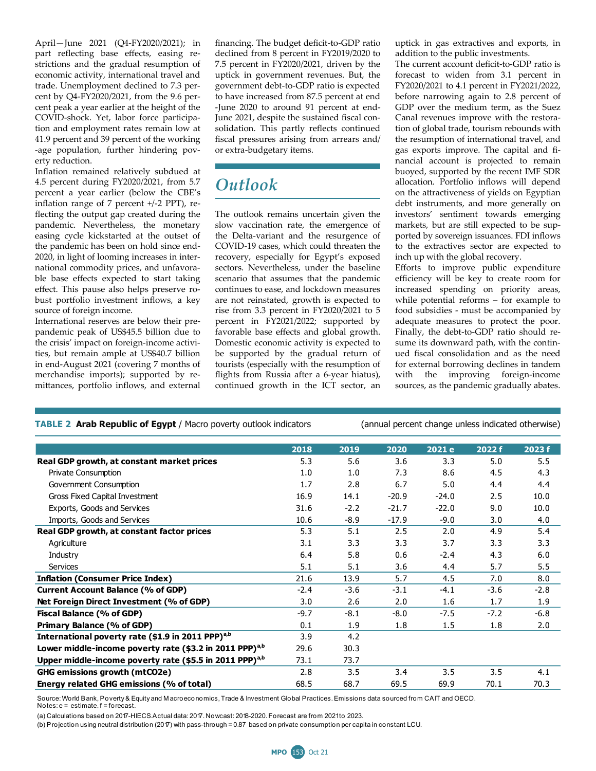April—June 2021 (Q4-FY2020/2021); in part reflecting base effects, easing restrictions and the gradual resumption of economic activity, international travel and trade. Unemployment declined to 7.3 percent by Q4-FY2020/2021, from the 9.6 percent peak a year earlier at the height of the COVID-shock. Yet, labor force participation and employment rates remain low at 41.9 percent and 39 percent of the working-age population, further hindering poverty reduction.

Inflation remained relatively subdued at 4.5 percent during FY2020/2021, from 5.7 percent a year earlier (below the CBE's inflation range of 7 percent +/-2 PPT), reflecting the output gap created during the pandemic. Nevertheless, the monetary easing cycle kickstarted at the outset of the pandemic has been on hold since end-2020, in light of looming increases in international commodity prices, and unfavorable base effects expected to start taking effect. This pause also helps preserve robust portfolio investment inflows, a key source of foreign income.

International reserves are below their pre-pandemic peak of US$45.5 billion due to the crisis' impact on foreign-income activities, but remain ample at US$40.7 billion in end-August 2021 (covering 7 months of merchandise imports); supported by remittances, portfolio inflows, and external financing. The budget deficit-to-GDP ratio declined from 8 percent in FY2019/2020 to 7.5 percent in FY2020/2021, driven by the uptick in government revenues. But, the government debt-to-GDP ratio is expected to have increased from 87.5 percent at end-June 2020 to around 91 percent at end-June 2021, despite the sustained fiscal consolidation. This partly reflects continued fiscal pressures arising from arrears and/or extra-budgetary items.

## *Outlook*

The outlook remains uncertain given the slow vaccination rate, the emergence of the Delta-variant and the resurgence of COVID-19 cases, which could threaten the recovery, especially for Egypt's exposed sectors. Nevertheless, under the baseline scenario that assumes that the pandemic continues to ease, and lockdown measures are not reinstated, growth is expected to rise from 3.3 percent in FY2020/2021 to 5 percent in FY2021/2022; supported by favorable base effects and global growth. Domestic economic activity is expected to be supported by the gradual return of tourists (especially with the resumption of flights from Russia after a 6-year hiatus), continued growth in the ICT sector, an uptick in gas extractives and exports, in addition to the public investments.

The current account deficit-to-GDP ratio is forecast to widen from 3.1 percent in FY2020/2021 to 4.1 percent in FY2021/2022, before narrowing again to 2.8 percent of GDP over the medium term, as the Suez Canal revenues improve with the restoration of global trade, tourism rebounds with the resumption of international travel, and gas exports improve. The capital and financial account is projected to remain buoyed, supported by the recent IMF SDR allocation. Portfolio inflows will depend on the attractiveness of yields on Egyptian debt instruments, and more generally on investors' sentiment towards emerging markets, but are still expected to be supported by sovereign issuances. FDI inflows to the extractives sector are expected to inch up with the global recovery.

Efforts to improve public expenditure efficiency will be key to create room for increased spending on priority areas, while potential reforms – for example to food subsidies - must be accompanied by adequate measures to protect the poor. Finally, the debt-to-GDP ratio should resume its downward path, with the continued fiscal consolidation and as the need for external borrowing declines in tandem with the improving foreign-income sources, as the pandemic gradually abates.

**TABLE 2 Arab Republic of Egypt** / Macro poverty outlook indicators (annual percent change unless indicated otherwise)

| | 2018 | 2019 | 2020 | 2021 e | 2022 f | 2023 f |
|---|---|---|---|---|---|---|
| **Real GDP growth, at constant market prices** | 5.3 | 5.6 | 3.6 | 3.3 | 5.0 | 5.5 |
| Private Consumption | 1.0 | 1.0 | 7.3 | 8.6 | 4.5 | 4.3 |
| Government Consumption | 1.7 | 2.8 | 6.7 | 5.0 | 4.4 | 4.4 |
| Gross Fixed Capital Investment | 16.9 | 14.1 | -20.9 | -24.0 | 2.5 | 10.0 |
| Exports, Goods and Services | 31.6 | -2.2 | -21.7 | -22.0 | 9.0 | 10.0 |
| Imports, Goods and Services | 10.6 | -8.9 | -17.9 | -9.0 | 3.0 | 4.0 |
| **Real GDP growth, at constant factor prices** | 5.3 | 5.1 | 2.5 | 2.0 | 4.9 | 5.4 |
| Agriculture | 3.1 | 3.3 | 3.3 | 3.7 | 3.3 | 3.3 |
| Industry | 6.4 | 5.8 | 0.6 | -2.4 | 4.3 | 6.0 |
| Services | 5.1 | 5.1 | 3.6 | 4.4 | 5.7 | 5.5 |
| **Inflation (Consumer Price Index)** | 21.6 | 13.9 | 5.7 | 4.5 | 7.0 | 8.0 |
| **Current Account Balance (% of GDP)** | -2.4 | -3.6 | -3.1 | -4.1 | -3.6 | -2.8 |
| **Net Foreign Direct Investment (% of GDP)** | 3.0 | 2.6 | 2.0 | 1.6 | 1.7 | 1.9 |
| **Fiscal Balance (% of GDP)** | -9.7 | -8.1 | -8.0 | -7.5 | -7.2 | -6.8 |
| **Primary Balance (% of GDP)** | 0.1 | 1.9 | 1.8 | 1.5 | 1.8 | 2.0 |
| **International poverty rate ($1.9 in 2011 PPP)[a,b]** | 3.9 | 4.2 | | | | |
| **Lower middle-income poverty rate ($3.2 in 2011 PPP)[a,b]** | 29.6 | 30.3 | | | | |
| **Upper middle-income poverty rate ($5.5 in 2011 PPP)[a,b]** | 73.1 | 73.7 | | | | |
| **GHG emissions growth (mtCO2e)** | 2.8 | 3.5 | 3.4 | 3.5 | 3.5 | 4.1 |
| **Energy related GHG emissions (% of total)** | 68.5 | 68.7 | 69.5 | 69.9 | 70.1 | 70.3 |

Source: World Bank, Poverty & Equity and Macroeconomics, Trade & Investment Global Practices. Emissions data sourced from CAIT and OECD.
Notes: e = estimate, f = forecast.

(a) Calculations based on 2017-HIECS.Actual data: 2017. Nowcast: 2018-2020. Forecast are from 2021to 2023.

(b) Projection using neutral distribution (2017) with pass-through = 0.87 based on private consumption per capita in constant LCU.